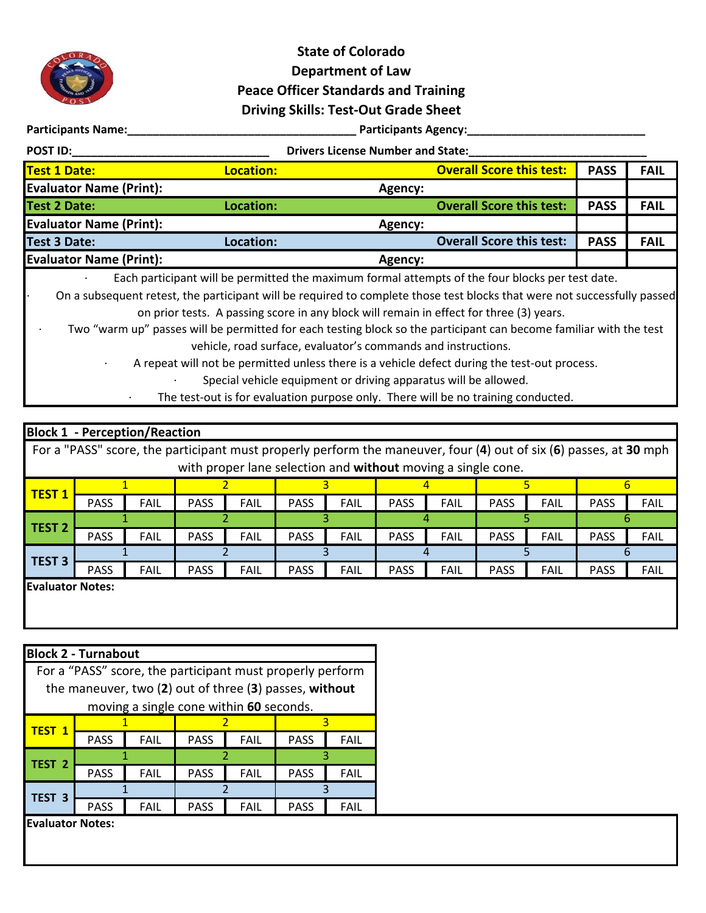# State of Colorado
# Department of Law
# Peace Officer Standards and Training
# Driving Skills: Test-Out Grade Sheet

**Participants Name:**___________________________________ **Participants Agency:**___________________________

**POST ID:**_______________________________ **Drivers License Number and State:**____________________________

| | | | | |
|---|---|---|---|---|
| **Test 1 Date:** | **Location:** | **Overall Score this test:** | **PASS** | **FAIL** |
| **Evaluator Name (Print):** | | **Agency:** | | |
| **Test 2 Date:** | **Location:** | **Overall Score this test:** | **PASS** | **FAIL** |
| **Evaluator Name (Print):** | | **Agency:** | | |
| **Test 3 Date:** | **Location:** | **Overall Score this test:** | **PASS** | **FAIL** |
| **Evaluator Name (Print):** | | **Agency:** | | |

- Each participant will be permitted the maximum formal attempts of the four blocks per test date.
- On a subsequent retest, the participant will be required to complete those test blocks that were not successfully passed on prior tests. A passing score in any block will remain in effect for three (3) years.
- Two "warm up" passes will be permitted for each testing block so the participant can become familiar with the test vehicle, road surface, evaluator's commands and instructions.
- A repeat will not be permitted unless there is a vehicle defect during the test-out process.
- Special vehicle equipment or driving apparatus will be allowed.
- The test-out is for evaluation purpose only. There will be no training conducted.

## Block 1 - Perception/Reaction

For a "PASS" score, the participant must properly perform the maneuver, four (**4**) out of six (**6**) passes, at **30** mph with proper lane selection and **without** moving a single cone.

| | 1 | | 2 | | 3 | | 4 | | 5 | | 6 | |
|---|---|---|---|---|---|---|---|---|---|---|---|---|
| **TEST 1** | PASS | FAIL | PASS | FAIL | PASS | FAIL | PASS | FAIL | PASS | FAIL | PASS | FAIL |
| **TEST 2** | PASS | FAIL | PASS | FAIL | PASS | FAIL | PASS | FAIL | PASS | FAIL | PASS | FAIL |
| **TEST 3** | PASS | FAIL | PASS | FAIL | PASS | FAIL | PASS | FAIL | PASS | FAIL | PASS | FAIL |

**Evaluator Notes:**

## Block 2 - Turnabout

For a "PASS" score, the participant must properly perform the maneuver, two (**2**) out of three (**3**) passes, **without** moving a single cone within **60** seconds.

| | 1 | | 2 | | 3 | |
|---|---|---|---|---|---|---|
| **TEST 1** | PASS | FAIL | PASS | FAIL | PASS | FAIL |
| **TEST 2** | PASS | FAIL | PASS | FAIL | PASS | FAIL |
| **TEST 3** | PASS | FAIL | PASS | FAIL | PASS | FAIL |

**Evaluator Notes:**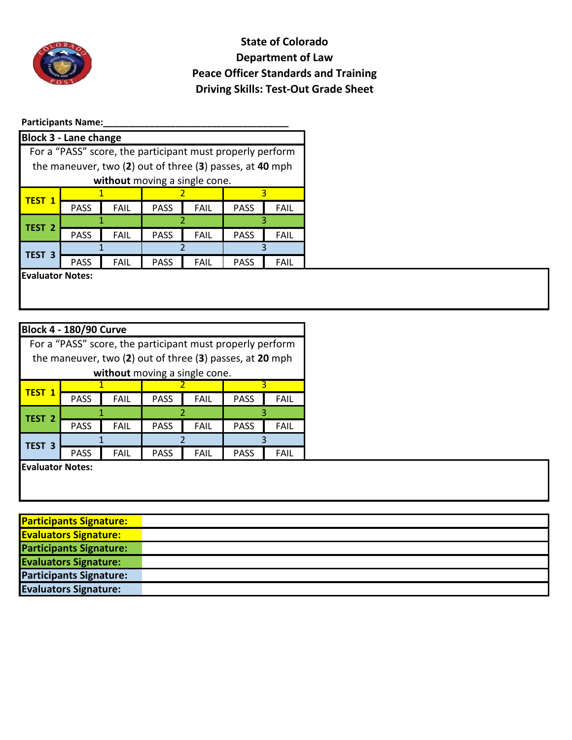# State of Colorado
# Department of Law
# Peace Officer Standards and Training
# Driving Skills: Test-Out Grade Sheet

**Participants Name:**\_\_\_\_\_\_\_\_\_\_\_\_\_\_\_\_\_\_\_\_\_\_\_\_\_\_\_\_\_\_\_\_\_\_\_\_

**Block 3 - Lane change**

For a "PASS" score, the participant must properly perform the maneuver, two (**2**) out of three (**3**) passes, at **40** mph **without** moving a single cone.

| | 1 | | 2 | | 3 | |
|---|---|---|---|---|---|---|
| **TEST 1** | PASS | FAIL | PASS | FAIL | PASS | FAIL |
| | 1 | | 2 | | 3 | |
| **TEST 2** | PASS | FAIL | PASS | FAIL | PASS | FAIL |
| | 1 | | 2 | | 3 | |
| **TEST 3** | PASS | FAIL | PASS | FAIL | PASS | FAIL |

**Evaluator Notes:**

**Block 4 - 180/90 Curve**

For a "PASS" score, the participant must properly perform the maneuver, two (**2**) out of three (**3**) passes, at **20** mph **without** moving a single cone.

| | 1 | | 2 | | 3 | |
|---|---|---|---|---|---|---|
| **TEST 1** | PASS | FAIL | PASS | FAIL | PASS | FAIL |
| | 1 | | 2 | | 3 | |
| **TEST 2** | PASS | FAIL | PASS | FAIL | PASS | FAIL |
| | 1 | | 2 | | 3 | |
| **TEST 3** | PASS | FAIL | PASS | FAIL | PASS | FAIL |

**Evaluator Notes:**

| | |
|---|---|
| **Participants Signature:** | |
| **Evaluators Signature:** | |
| **Participants Signature:** | |
| **Evaluators Signature:** | |
| **Participants Signature:** | |
| **Evaluators Signature:** | |